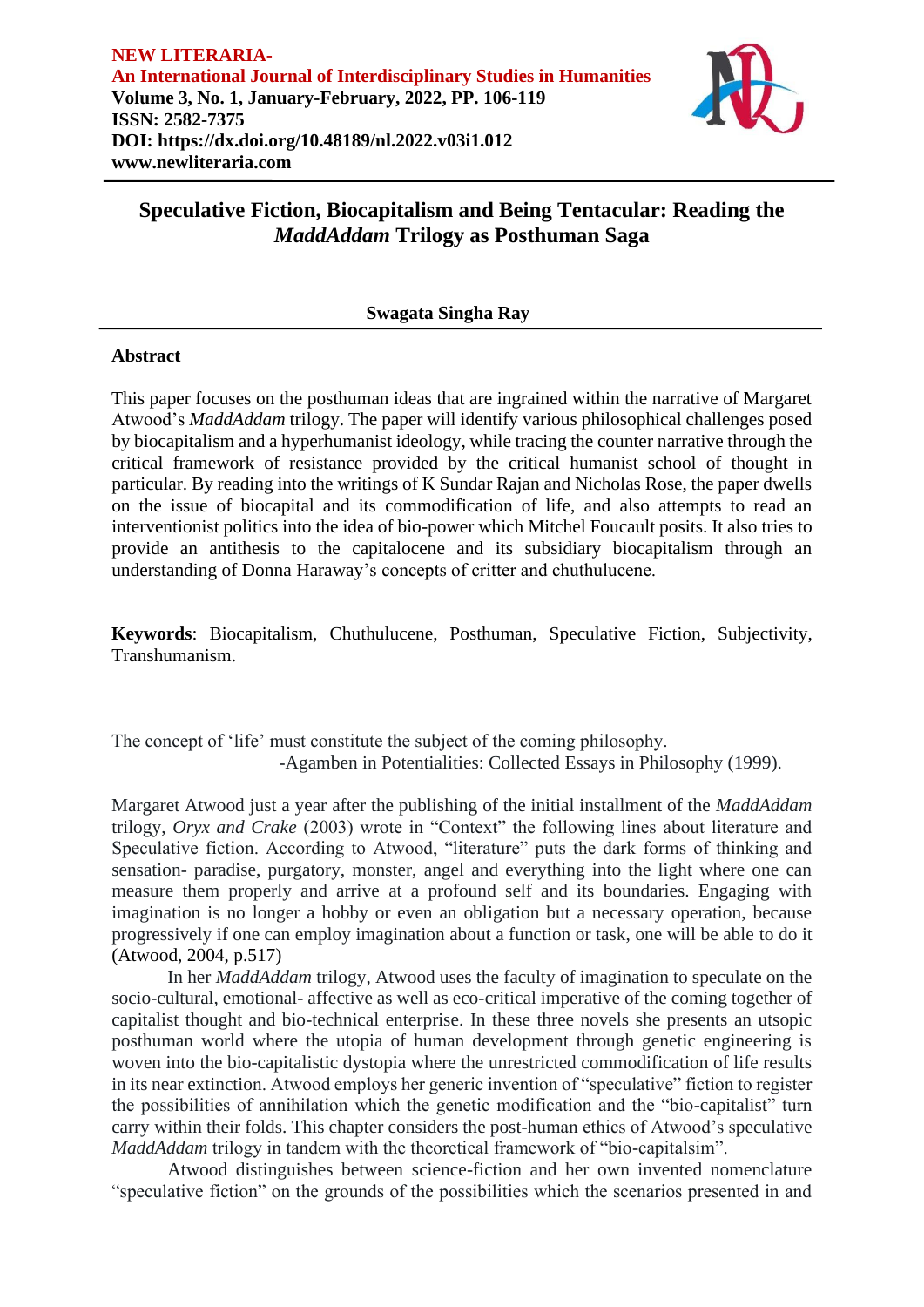**NEW LITERARIA-**
**An International Journal of Interdisciplinary Studies in Humanities**
**Volume 3, No. 1, January-February, 2022, PP. 106-119**
**ISSN: 2582-7375**
**DOI: https://dx.doi.org/10.48189/nl.2022.v03i1.012**
**www.newliteraria.com**

# Speculative Fiction, Biocapitalism and Being Tentacular: Reading the *MaddAddam* Trilogy as Posthuman Saga

**Swagata Singha Ray**

## Abstract

This paper focuses on the posthuman ideas that are ingrained within the narrative of Margaret Atwood's *MaddAddam* trilogy. The paper will identify various philosophical challenges posed by biocapitalism and a hyperhumanist ideology, while tracing the counter narrative through the critical framework of resistance provided by the critical humanist school of thought in particular. By reading into the writings of K Sundar Rajan and Nicholas Rose, the paper dwells on the issue of biocapital and its commodification of life, and also attempts to read an interventionist politics into the idea of bio-power which Mitchel Foucault posits. It also tries to provide an antithesis to the capitalocene and its subsidiary biocapitalism through an understanding of Donna Haraway's concepts of critter and chuthulucene.

**Keywords**: Biocapitalism, Chuthulucene, Posthuman, Speculative Fiction, Subjectivity, Transhumanism.

The concept of 'life' must constitute the subject of the coming philosophy.
-Agamben in Potentialities: Collected Essays in Philosophy (1999).

Margaret Atwood just a year after the publishing of the initial installment of the *MaddAddam* trilogy, *Oryx and Crake* (2003) wrote in "Context" the following lines about literature and Speculative fiction. According to Atwood, "literature" puts the dark forms of thinking and sensation- paradise, purgatory, monster, angel and everything into the light where one can measure them properly and arrive at a profound self and its boundaries. Engaging with imagination is no longer a hobby or even an obligation but a necessary operation, because progressively if one can employ imagination about a function or task, one will be able to do it (Atwood, 2004, p.517)

In her *MaddAddam* trilogy, Atwood uses the faculty of imagination to speculate on the socio-cultural, emotional- affective as well as eco-critical imperative of the coming together of capitalist thought and bio-technical enterprise. In these three novels she presents an utsopic posthuman world where the utopia of human development through genetic engineering is woven into the bio-capitalistic dystopia where the unrestricted commodification of life results in its near extinction. Atwood employs her generic invention of "speculative" fiction to register the possibilities of annihilation within which the genetic modification and the "bio-capitalist" turn carry within their folds. This chapter considers the post-human ethics of Atwood's speculative *MaddAddam* trilogy in tandem with the theoretical framework of "bio-capitalsim".

Atwood distinguishes between science-fiction and her own invented nomenclature "speculative fiction" on the grounds of the possibilities which the scenarios presented in and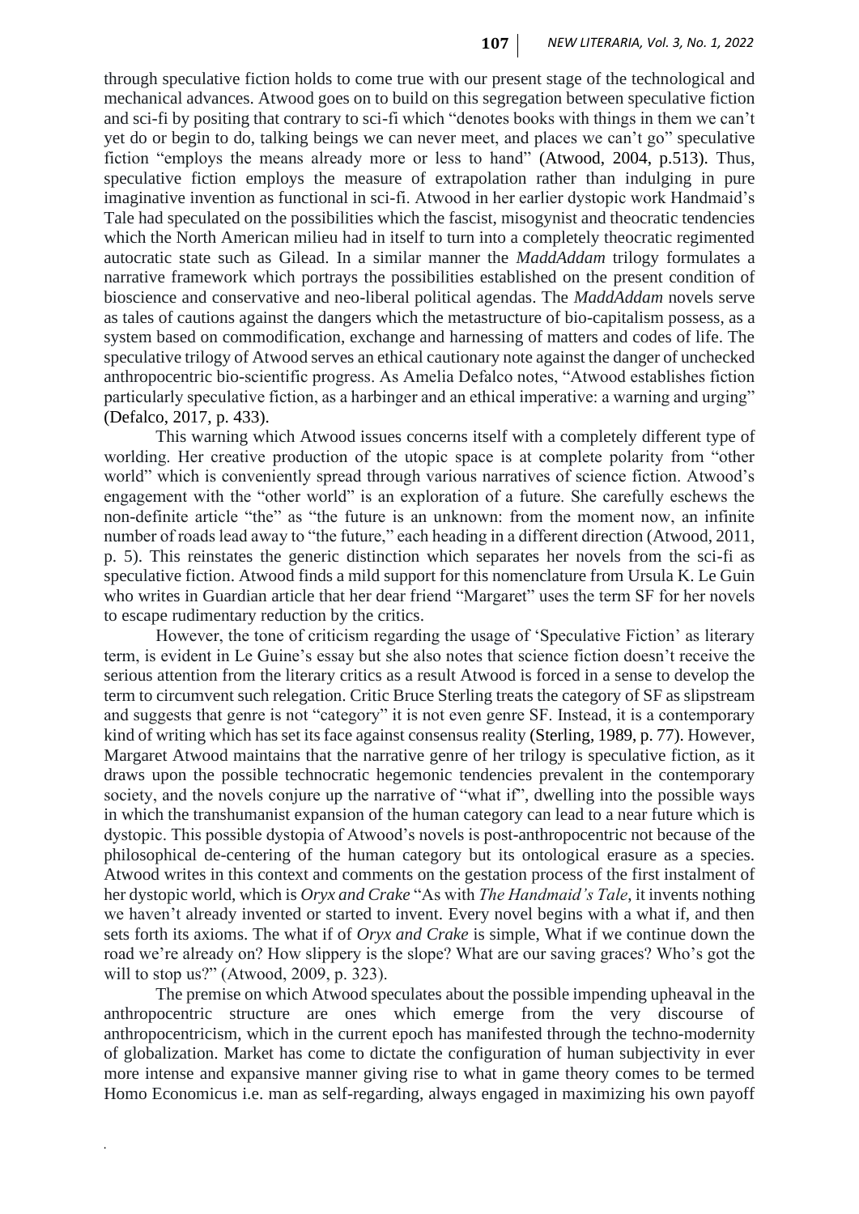through speculative fiction holds to come true with our present stage of the technological and mechanical advances. Atwood goes on to build on this segregation between speculative fiction and sci-fi by positing that contrary to sci-fi which "denotes books with things in them we can't yet do or begin to do, talking beings we can never meet, and places we can't go" speculative fiction "employs the means already more or less to hand" (Atwood, 2004, p.513). Thus, speculative fiction employs the measure of extrapolation rather than indulging in pure imaginative invention as functional in sci-fi. Atwood in her earlier dystopic work Handmaid's Tale had speculated on the possibilities which the fascist, misogynist and theocratic tendencies which the North American milieu had in itself to turn into a completely theocratic regimented autocratic state such as Gilead. In a similar manner the *MaddAddam* trilogy formulates a narrative framework which portrays the possibilities established on the present condition of bioscience and conservative and neo-liberal political agendas. The *MaddAddam* novels serve as tales of cautions against the dangers which the metastructure of bio-capitalism possess, as a system based on commodification, exchange and harnessing of matters and codes of life. The speculative trilogy of Atwood serves an ethical cautionary note against the danger of unchecked anthropocentric bio-scientific progress. As Amelia Defalco notes, "Atwood establishes fiction particularly speculative fiction, as a harbinger and an ethical imperative: a warning and urging" (Defalco, 2017, p. 433).

This warning which Atwood issues concerns itself with a completely different type of worlding. Her creative production of the utopic space is at complete polarity from "other world" which is conveniently spread through various narratives of science fiction. Atwood's engagement with the "other world" is an exploration of a future. She carefully eschews the non-definite article "the" as "the future is an unknown: from the moment now, an infinite number of roads lead away to "the future," each heading in a different direction (Atwood, 2011, p. 5). This reinstates the generic distinction which separates her novels from the sci-fi as speculative fiction. Atwood finds a mild support for this nomenclature from Ursula K. Le Guin who writes in Guardian article that her dear friend "Margaret" uses the term SF for her novels to escape rudimentary reduction by the critics.

However, the tone of criticism regarding the usage of 'Speculative Fiction' as literary term, is evident in Le Guine's essay but she also notes that science fiction doesn't receive the serious attention from the literary critics as a result Atwood is forced in a sense to develop the term to circumvent such relegation. Critic Bruce Sterling treats the category of SF as slipstream and suggests that genre is not "category" it is not even genre SF. Instead, it is a contemporary kind of writing which has set its face against consensus reality (Sterling, 1989, p. 77). However, Margaret Atwood maintains that the narrative genre of her trilogy is speculative fiction, as it draws upon the possible technocratic hegemonic tendencies prevalent in the contemporary society, and the novels conjure up the narrative of "what if", dwelling into the possible ways in which the transhumanist expansion of the human category can lead to a near future which is dystopic. This possible dystopia of Atwood's novels is post-anthropocentric not because of the philosophical de-centering of the human category but its ontological erasure as a species. Atwood writes in this context and comments on the gestation process of the first instalment of her dystopic world, which is *Oryx and Crake* "As with *The Handmaid's Tale*, it invents nothing we haven't already invented or started to invent. Every novel begins with a what if, and then sets forth its axioms. The what if of *Oryx and Crake* is simple, What if we continue down the road we're already on? How slippery is the slope? What are our saving graces? Who's got the will to stop us?" (Atwood, 2009, p. 323).

The premise on which Atwood speculates about the possible impending upheaval in the anthropocentric structure are ones which emerge from the very discourse of anthropocentricism, which in the current epoch has manifested through the techno-modernity of globalization. Market has come to dictate the configuration of human subjectivity in ever more intense and expansive manner giving rise to what in game theory comes to be termed Homo Economicus i.e. man as self-regarding, always engaged in maximizing his own payoff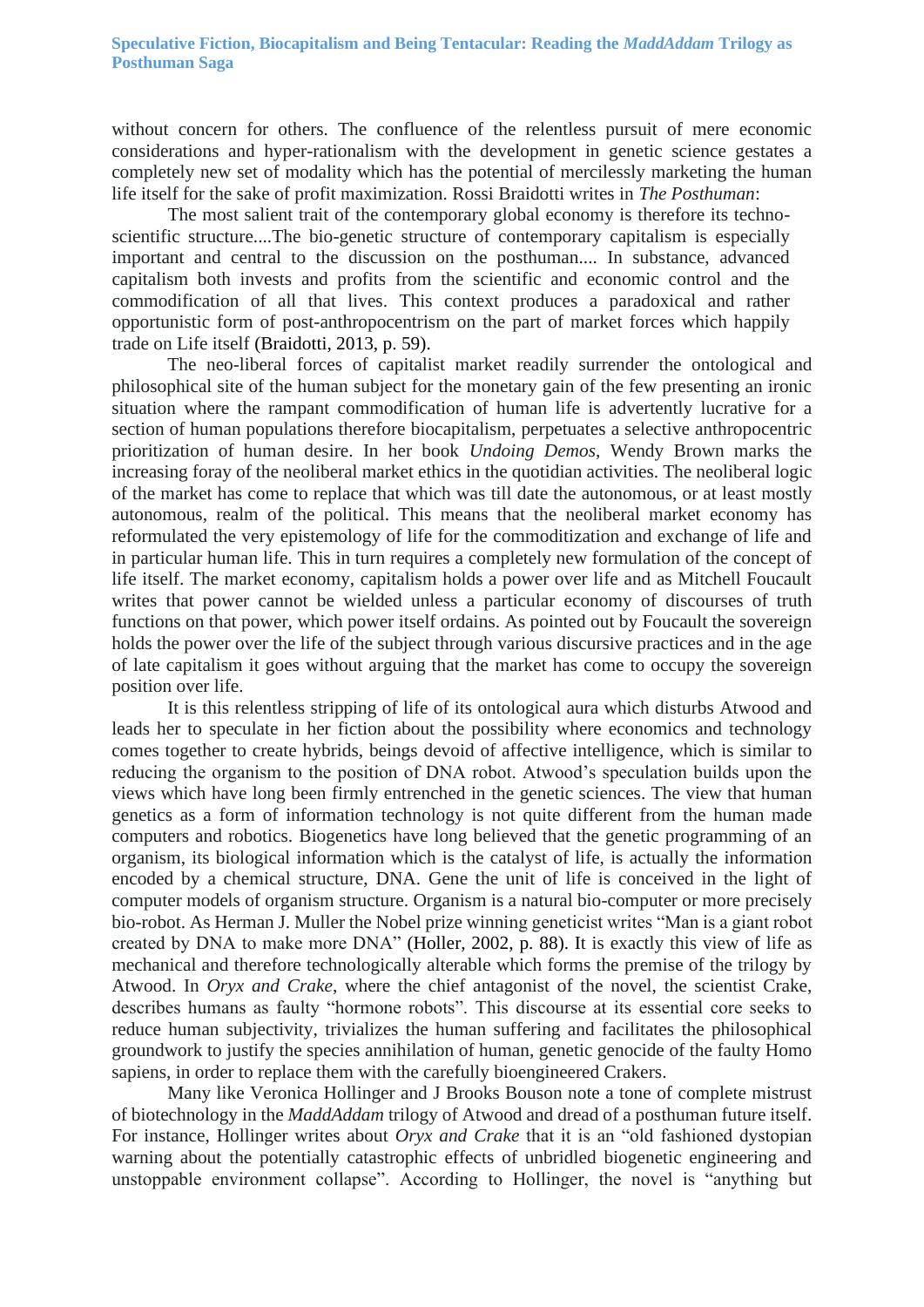without concern for others. The confluence of the relentless pursuit of mere economic considerations and hyper-rationalism with the development in genetic science gestates a completely new set of modality which has the potential of mercilessly marketing the human life itself for the sake of profit maximization. Rossi Braidotti writes in *The Posthuman*:

> The most salient trait of the contemporary global economy is therefore its techno-scientific structure....The bio-genetic structure of contemporary capitalism is especially important and central to the discussion on the posthuman.... In substance, advanced capitalism both invests and profits from the scientific and economic control and the commodification of all that lives. This context produces a paradoxical and rather opportunistic form of post-anthropocentrism on the part of market forces which happily trade on Life itself (Braidotti, 2013, p. 59).

The neo-liberal forces of capitalist market readily surrender the ontological and philosophical site of the human subject for the monetary gain of the few presenting an ironic situation where the rampant commodification of human life is advertently lucrative for a section of human populations therefore biocapitalism, perpetuates a selective anthropocentric prioritization of human desire. In her book *Undoing Demos*, Wendy Brown marks the increasing foray of the neoliberal market ethics in the quotidian activities. The neoliberal logic of the market has come to replace that which was till date the autonomous, or at least mostly autonomous, realm of the political. This means that the neoliberal market economy has reformulated the very epistemology of life for the commoditization and exchange of life and in particular human life. This in turn requires a completely new formulation of the concept of life itself. The market economy, capitalism holds a power over life and as Mitchell Foucault writes that power cannot be wielded unless a particular economy of discourses of truth functions on that power, which power itself ordains. As pointed out by Foucault the sovereign holds the power over the life of the subject through various discursive practices and in the age of late capitalism it goes without arguing that the market has come to occupy the sovereign position over life.

It is this relentless stripping of life of its ontological aura which disturbs Atwood and leads her to speculate in her fiction about the possibility where economics and technology comes together to create hybrids, beings devoid of affective intelligence, which is similar to reducing the organism to the position of DNA robot. Atwood's speculation builds upon the views which have long been firmly entrenched in the genetic sciences. The view that human genetics as a form of information technology is not quite different from the human made computers and robotics. Biogenetics have long believed that the genetic programming of an organism, its biological information which is the catalyst of life, is actually the information encoded by a chemical structure, DNA. Gene the unit of life is conceived in the light of computer models of organism structure. Organism is a natural bio-computer or more precisely bio-robot. As Herman J. Muller the Nobel prize winning geneticist writes "Man is a giant robot created by DNA to make more DNA" (Holler, 2002, p. 88). It is exactly this view of life as mechanical and therefore technologically alterable which forms the premise of the trilogy by Atwood. In *Oryx and Crake*, where the chief antagonist of the novel, the scientist Crake, describes humans as faulty "hormone robots". This discourse at its essential core seeks to reduce human subjectivity, trivializes the human suffering and facilitates the philosophical groundwork to justify the species annihilation of human, genetic genocide of the faulty Homo sapiens, in order to replace them with the carefully bioengineered Crakers.

Many like Veronica Hollinger and J Brooks Bouson note a tone of complete mistrust of biotechnology in the *MaddAddam* trilogy of Atwood and dread of a posthuman future itself. For instance, Hollinger writes about *Oryx and Crake* that it is an "old fashioned dystopian warning about the potentially catastrophic effects of unbridled biogenetic engineering and unstoppable environment collapse". According to Hollinger, the novel is "anything but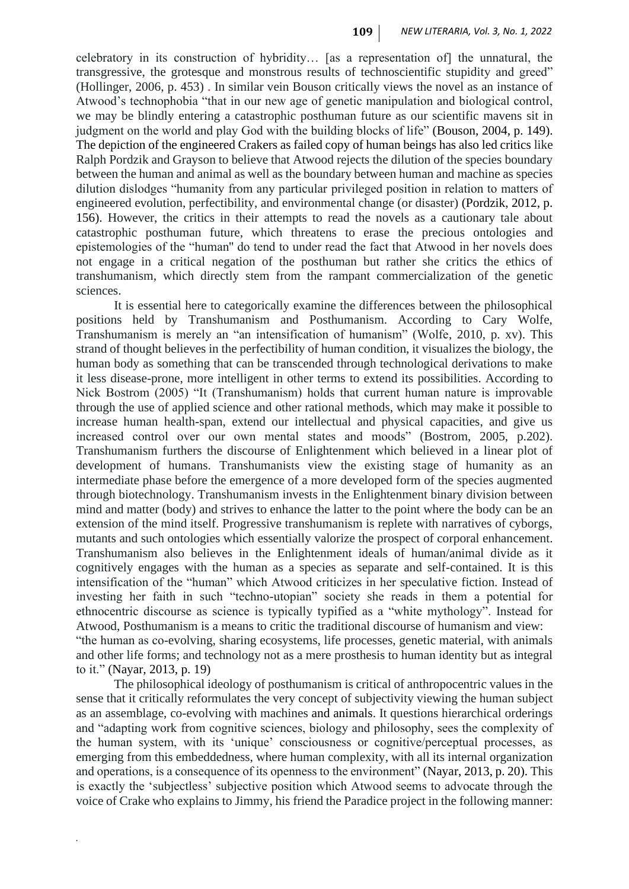celebratory in its construction of hybridity… [as a representation of] the unnatural, the transgressive, the grotesque and monstrous results of technoscientific stupidity and greed" (Hollinger, 2006, p. 453) . In similar vein Bouson critically views the novel as an instance of Atwood's technophobia "that in our new age of genetic manipulation and biological control, we may be blindly entering a catastrophic posthuman future as our scientific mavens sit in judgment on the world and play God with the building blocks of life" (Bouson, 2004, p. 149). The depiction of the engineered Crakers as failed copy of human beings has also led critics like Ralph Pordzik and Grayson to believe that Atwood rejects the dilution of the species boundary between the human and animal as well as the boundary between human and machine as species dilution dislodges "humanity from any particular privileged position in relation to matters of engineered evolution, perfectibility, and environmental change (or disaster) (Pordzik, 2012, p. 156). However, the critics in their attempts to read the novels as a cautionary tale about catastrophic posthuman future, which threatens to erase the precious ontologies and epistemologies of the "human" do tend to under read the fact that Atwood in her novels does not engage in a critical negation of the posthuman but rather she critics the ethics of transhumanism, which directly stem from the rampant commercialization of the genetic sciences.

It is essential here to categorically examine the differences between the philosophical positions held by Transhumanism and Posthumanism. According to Cary Wolfe, Transhumanism is merely an "an intensification of humanism" (Wolfe, 2010, p. xv). This strand of thought believes in the perfectibility of human condition, it visualizes the biology, the human body as something that can be transcended through technological derivations to make it less disease-prone, more intelligent in other terms to extend its possibilities. According to Nick Bostrom (2005) "It (Transhumanism) holds that current human nature is improvable through the use of applied science and other rational methods, which may make it possible to increase human health-span, extend our intellectual and physical capacities, and give us increased control over our own mental states and moods" (Bostrom, 2005, p.202). Transhumanism furthers the discourse of Enlightenment which believed in a linear plot of development of humans. Transhumanists view the existing stage of humanity as an intermediate phase before the emergence of a more developed form of the species augmented through biotechnology. Transhumanism invests in the Enlightenment binary division between mind and matter (body) and strives to enhance the latter to the point where the body can be an extension of the mind itself. Progressive transhumanism is replete with narratives of cyborgs, mutants and such ontologies which essentially valorize the prospect of corporal enhancement. Transhumanism also believes in the Enlightenment ideals of human/animal divide as it cognitively engages with the human as a species as separate and self-contained. It is this intensification of the "human" which Atwood criticizes in her speculative fiction. Instead of investing her faith in such "techno-utopian" society she reads in them a potential for ethnocentric discourse as science is typically typified as a "white mythology". Instead for Atwood, Posthumanism is a means to critic the traditional discourse of humanism and view: "the human as co-evolving, sharing ecosystems, life processes, genetic material, with animals and other life forms; and technology not as a mere prosthesis to human identity but as integral to it." (Nayar, 2013, p. 19)

The philosophical ideology of posthumanism is critical of anthropocentric values in the sense that it critically reformulates the very concept of subjectivity viewing the human subject as an assemblage, co-evolving with machines and animals. It questions hierarchical orderings and "adapting work from cognitive sciences, biology and philosophy, sees the complexity of the human system, with its 'unique' consciousness or cognitive/perceptual processes, as emerging from this embeddedness, where human complexity, with all its internal organization and operations, is a consequence of its openness to the environment" (Nayar, 2013, p. 20). This is exactly the 'subjectless' subjective position which Atwood seems to advocate through the voice of Crake who explains to Jimmy, his friend the Paradice project in the following manner: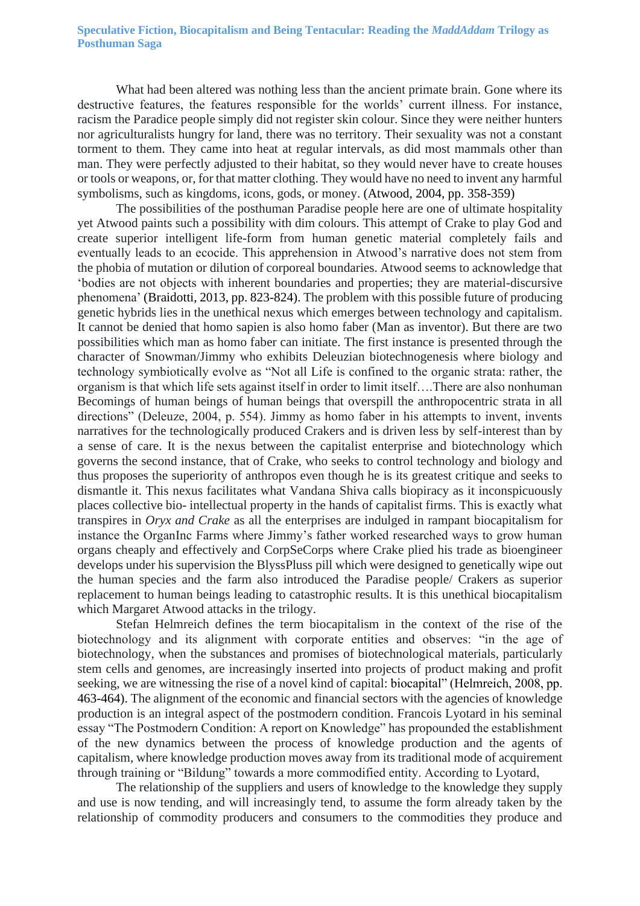What had been altered was nothing less than the ancient primate brain. Gone where its destructive features, the features responsible for the worlds' current illness. For instance, racism the Paradice people simply did not register skin colour. Since they were neither hunters nor agriculturalists hungry for land, there was no territory. Their sexuality was not a constant torment to them. They came into heat at regular intervals, as did most mammals other than man. They were perfectly adjusted to their habitat, so they would never have to create houses or tools or weapons, or, for that matter clothing. They would have no need to invent any harmful symbolisms, such as kingdoms, icons, gods, or money. (Atwood, 2004, pp. 358-359)

The possibilities of the posthuman Paradise people here are one of ultimate hospitality yet Atwood paints such a possibility with dim colours. This attempt of Crake to play God and create superior intelligent life-form from human genetic material completely fails and eventually leads to an ecocide. This apprehension in Atwood's narrative does not stem from the phobia of mutation or dilution of corporeal boundaries. Atwood seems to acknowledge that 'bodies are not objects with inherent boundaries and properties; they are material-discursive phenomena' (Braidotti, 2013, pp. 823-824). The problem with this possible future of producing genetic hybrids lies in the unethical nexus which emerges between technology and capitalism. It cannot be denied that homo sapien is also homo faber (Man as inventor). But there are two possibilities which man as homo faber can initiate. The first instance is presented through the character of Snowman/Jimmy who exhibits Deleuzian biotechnogenesis where biology and technology symbiotically evolve as "Not all Life is confined to the organic strata: rather, the organism is that which life sets against itself in order to limit itself….There are also nonhuman Becomings of human beings of human beings that overspill the anthropocentric strata in all directions" (Deleuze, 2004, p. 554). Jimmy as homo faber in his attempts to invent, invents narratives for the technologically produced Crakers and is driven less by self-interest than by a sense of care. It is the nexus between the capitalist enterprise and biotechnology which governs the second instance, that of Crake, who seeks to control technology and biology and thus proposes the superiority of anthropos even though he is its greatest critique and seeks to dismantle it. This nexus facilitates what Vandana Shiva calls biopiracy as it inconspicuously places collective bio- intellectual property in the hands of capitalist firms. This is exactly what transpires in *Oryx and Crake* as all the enterprises are indulged in rampant biocapitalism for instance the OrganInc Farms where Jimmy's father worked researched ways to grow human organs cheaply and effectively and CorpSeCorps where Crake plied his trade as bioengineer develops under his supervision the BlyssPluss pill which were designed to genetically wipe out the human species and the farm also introduced the Paradise people/ Crakers as superior replacement to human beings leading to catastrophic results. It is this unethical biocapitalism which Margaret Atwood attacks in the trilogy.

Stefan Helmreich defines the term biocapitalism in the context of the rise of the biotechnology and its alignment with corporate entities and observes: "in the age of biotechnology, when the substances and promises of biotechnological materials, particularly stem cells and genomes, are increasingly inserted into projects of product making and profit seeking, we are witnessing the rise of a novel kind of capital: biocapital" (Helmreich, 2008, pp. 463-464). The alignment of the economic and financial sectors with the agencies of knowledge production is an integral aspect of the postmodern condition. Francois Lyotard in his seminal essay "The Postmodern Condition: A report on Knowledge" has propounded the establishment of the new dynamics between the process of knowledge production and the agents of capitalism, where knowledge production moves away from its traditional mode of acquirement through training or "Bildung" towards a more commodified entity. According to Lyotard,

The relationship of the suppliers and users of knowledge to the knowledge they supply and use is now tending, and will increasingly tend, to assume the form already taken by the relationship of commodity producers and consumers to the commodities they produce and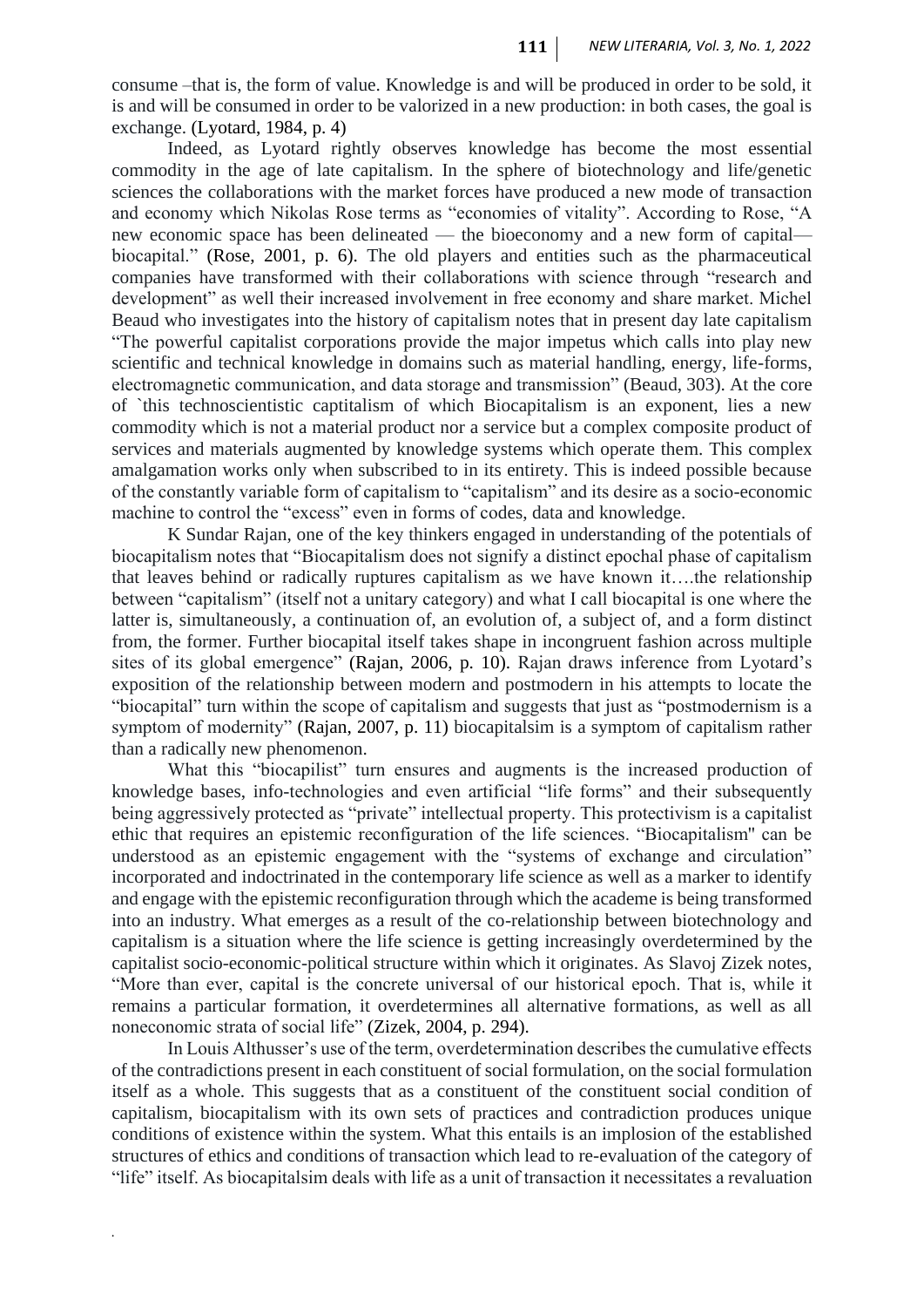consume –that is, the form of value. Knowledge is and will be produced in order to be sold, it is and will be consumed in order to be valorized in a new production: in both cases, the goal is exchange. (Lyotard, 1984, p. 4)

Indeed, as Lyotard rightly observes knowledge has become the most essential commodity in the age of late capitalism. In the sphere of biotechnology and life/genetic sciences the collaborations with the market forces have produced a new mode of transaction and economy which Nikolas Rose terms as "economies of vitality". According to Rose, "A new economic space has been delineated — the bioeconomy and a new form of capital—biocapital." (Rose, 2001, p. 6). The old players and entities such as the pharmaceutical companies have transformed with their collaborations with science through "research and development" as well their increased involvement in free economy and share market. Michel Beaud who investigates into the history of capitalism notes that in present day late capitalism "The powerful capitalist corporations provide the major impetus which calls into play new scientific and technical knowledge in domains such as material handling, energy, life-forms, electromagnetic communication, and data storage and transmission" (Beaud, 303). At the core of `this technoscientistic captitalism of which Biocapitalism is an exponent, lies a new commodity which is not a material product nor a service but a complex composite product of services and materials augmented by knowledge systems which operate them. This complex amalgamation works only when subscribed to in its entirety. This is indeed possible because of the constantly variable form of capitalism to "capitalism" and its desire as a socio-economic machine to control the "excess" even in forms of codes, data and knowledge.

K Sundar Rajan, one of the key thinkers engaged in understanding of the potentials of biocapitalism notes that "Biocapitalism does not signify a distinct epochal phase of capitalism that leaves behind or radically ruptures capitalism as we have known it….the relationship between "capitalism" (itself not a unitary category) and what I call biocapital is one where the latter is, simultaneously, a continuation of, an evolution of, a subject of, and a form distinct from, the former. Further biocapital itself takes shape in incongruent fashion across multiple sites of its global emergence" (Rajan, 2006, p. 10). Rajan draws inference from Lyotard's exposition of the relationship between modern and postmodern in his attempts to locate the "biocapital" turn within the scope of capitalism and suggests that just as "postmodernism is a symptom of modernity" (Rajan, 2007, p. 11) biocapitalsim is a symptom of capitalism rather than a radically new phenomenon.

What this "biocapilist" turn ensures and augments is the increased production of knowledge bases, info-technologies and even artificial "life forms" and their subsequently being aggressively protected as "private" intellectual property. This protectivism is a capitalist ethic that requires an epistemic reconfiguration of the life sciences. "Biocapitalism" can be understood as an epistemic engagement with the "systems of exchange and circulation" incorporated and indoctrinated in the contemporary life science as well as a marker to identify and engage with the epistemic reconfiguration through which the academe is being transformed into an industry. What emerges as a result of the co-relationship between biotechnology and capitalism is a situation where the life science is getting increasingly overdetermined by the capitalist socio-economic-political structure within which it originates. As Slavoj Zizek notes, "More than ever, capital is the concrete universal of our historical epoch. That is, while it remains a particular formation, it overdetermines all alternative formations, as well as all noneconomic strata of social life" (Zizek, 2004, p. 294).

In Louis Althusser's use of the term, overdetermination describes the cumulative effects of the contradictions present in each constituent of social formulation, on the social formulation itself as a whole. This suggests that as a constituent of the constituent social condition of capitalism, biocapitalism with its own sets of practices and contradiction produces unique conditions of existence within the system. What this entails is an implosion of the established structures of ethics and conditions of transaction which lead to re-evaluation of the category of "life" itself. As biocapitalsim deals with life as a unit of transaction it necessitates a revaluation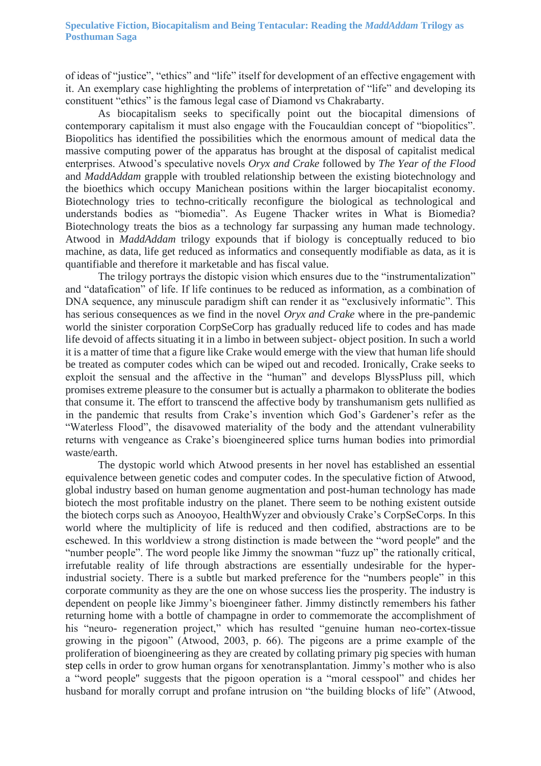of ideas of "justice", "ethics" and "life" itself for development of an effective engagement with it. An exemplary case highlighting the problems of interpretation of "life" and developing its constituent "ethics" is the famous legal case of Diamond vs Chakrabarty.

As biocapitalism seeks to specifically point out the biocapital dimensions of contemporary capitalism it must also engage with the Foucauldian concept of "biopolitics". Biopolitics has identified the possibilities which the enormous amount of medical data the massive computing power of the apparatus has brought at the disposal of capitalist medical enterprises. Atwood's speculative novels *Oryx and Crake* followed by *The Year of the Flood* and *MaddAddam* grapple with troubled relationship between the existing biotechnology and the bioethics which occupy Manichean positions within the larger biocapitalist economy. Biotechnology tries to techno-critically reconfigure the biological as technological and understands bodies as "biomedia". As Eugene Thacker writes in What is Biomedia? Biotechnology treats the bios as a technology far surpassing any human made technology. Atwood in *MaddAddam* trilogy expounds that if biology is conceptually reduced to bio machine, as data, life get reduced as informatics and consequently modifiable as data, as it is quantifiable and therefore it marketable and has fiscal value.

The trilogy portrays the distopic vision which ensures due to the "instrumentalization" and "datafication" of life. If life continues to be reduced as information, as a combination of DNA sequence, any minuscule paradigm shift can render it as "exclusively informatic". This has serious consequences as we find in the novel *Oryx and Crake* where in the pre-pandemic world the sinister corporation CorpSeCorp has gradually reduced life to codes and has made life devoid of affects situating it in a limbo in between subject- object position. In such a world it is a matter of time that a figure like Crake would emerge with the view that human life should be treated as computer codes which can be wiped out and recoded. Ironically, Crake seeks to exploit the sensual and the affective in the "human" and develops BlyssPluss pill, which promises extreme pleasure to the consumer but is actually a pharmakon to obliterate the bodies that consume it. The effort to transcend the affective body by transhumanism gets nullified as in the pandemic that results from Crake's invention which God's Gardener's refer as the "Waterless Flood", the disavowed materiality of the body and the attendant vulnerability returns with vengeance as Crake's bioengineered splice turns human bodies into primordial waste/earth.

The dystopic world which Atwood presents in her novel has established an essential equivalence between genetic codes and computer codes. In the speculative fiction of Atwood, global industry based on human genome augmentation and post-human technology has made biotech the most profitable industry on the planet. There seem to be nothing existent outside the biotech corps such as Anooyoo, HealthWyzer and obviously Crake's CorpSeCorps. In this world where the multiplicity of life is reduced and then codified, abstractions are to be eschewed. In this worldview a strong distinction is made between the "word people" and the "number people". The word people like Jimmy the snowman "fuzz up" the rationally critical, irrefutable reality of life through abstractions are essentially undesirable for the hyper-industrial society. There is a subtle but marked preference for the "numbers people" in this corporate community as they are the one on whose success lies the prosperity. The industry is dependent on people like Jimmy's bioengineer father. Jimmy distinctly remembers his father returning home with a bottle of champagne in order to commemorate the accomplishment of his "neuro- regeneration project," which has resulted "genuine human neo-cortex-tissue growing in the pigoon" (Atwood, 2003, p. 66). The pigeons are a prime example of the proliferation of bioengineering as they are created by collating primary pig species with human step cells in order to grow human organs for xenotransplantation. Jimmy's mother who is also a "word people" suggests that the pigoon operation is a "moral cesspool" and chides her husband for morally corrupt and profane intrusion on "the building blocks of life" (Atwood,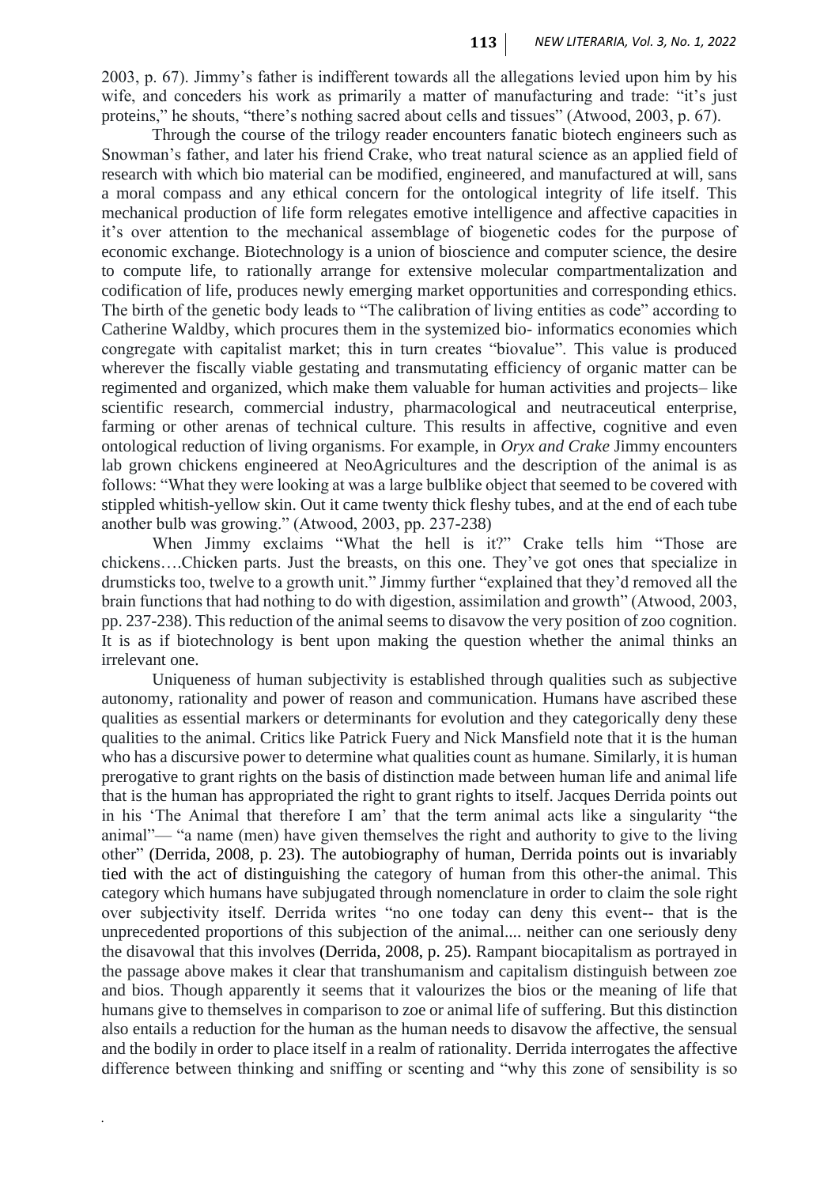2003, p. 67). Jimmy's father is indifferent towards all the allegations levied upon him by his wife, and conceders his work as primarily a matter of manufacturing and trade: "it's just proteins," he shouts, "there's nothing sacred about cells and tissues" (Atwood, 2003, p. 67).

Through the course of the trilogy reader encounters fanatic biotech engineers such as Snowman's father, and later his friend Crake, who treat natural science as an applied field of research with which bio material can be modified, engineered, and manufactured at will, sans a moral compass and any ethical concern for the ontological integrity of life itself. This mechanical production of life form relegates emotive intelligence and affective capacities in it's over attention to the mechanical assemblage of biogenetic codes for the purpose of economic exchange. Biotechnology is a union of bioscience and computer science, the desire to compute life, to rationally arrange for extensive molecular compartmentalization and codification of life, produces newly emerging market opportunities and corresponding ethics. The birth of the genetic body leads to "The calibration of living entities as code" according to Catherine Waldby, which procures them in the systemized bio- informatics economies which congregate with capitalist market; this in turn creates "biovalue". This value is produced wherever the fiscally viable gestating and transmutating efficiency of organic matter can be regimented and organized, which make them valuable for human activities and projects– like scientific research, commercial industry, pharmacological and neutraceutical enterprise, farming or other arenas of technical culture. This results in affective, cognitive and even ontological reduction of living organisms. For example, in *Oryx and Crake* Jimmy encounters lab grown chickens engineered at NeoAgricultures and the description of the animal is as follows: "What they were looking at was a large bulblike object that seemed to be covered with stippled whitish-yellow skin. Out it came twenty thick fleshy tubes, and at the end of each tube another bulb was growing." (Atwood, 2003, pp. 237-238)

When Jimmy exclaims "What the hell is it?" Crake tells him "Those are chickens….Chicken parts. Just the breasts, on this one. They've got ones that specialize in drumsticks too, twelve to a growth unit." Jimmy further "explained that they'd removed all the brain functions that had nothing to do with digestion, assimilation and growth" (Atwood, 2003, pp. 237-238). This reduction of the animal seems to disavow the very position of zoo cognition. It is as if biotechnology is bent upon making the question whether the animal thinks an irrelevant one.

Uniqueness of human subjectivity is established through qualities such as subjective autonomy, rationality and power of reason and communication. Humans have ascribed these qualities as essential markers or determinants for evolution and they categorically deny these qualities to the animal. Critics like Patrick Fuery and Nick Mansfield note that it is the human who has a discursive power to determine what qualities count as humane. Similarly, it is human prerogative to grant rights on the basis of distinction made between human life and animal life that is the human has appropriated the right to grant rights to itself. Jacques Derrida points out in his 'The Animal that therefore I am' that the term animal acts like a singularity "the animal"— "a name (men) have given themselves the right and authority to give to the living other" (Derrida, 2008, p. 23). The autobiography of human, Derrida points out is invariably tied with the act of distinguishing the category of human from this other-the animal. This category which humans have subjugated through nomenclature in order to claim the sole right over subjectivity itself. Derrida writes "no one today can deny this event-- that is the unprecedented proportions of this subjection of the animal.... neither can one seriously deny the disavowal that this involves (Derrida, 2008, p. 25). Rampant biocapitalism as portrayed in the passage above makes it clear that transhumanism and capitalism distinguish between zoe and bios. Though apparently it seems that it valourizes the bios or the meaning of life that humans give to themselves in comparison to zoe or animal life of suffering. But this distinction also entails a reduction for the human as the human needs to disavow the affective, the sensual and the bodily in order to place itself in a realm of rationality. Derrida interrogates the affective difference between thinking and sniffing or scenting and "why this zone of sensibility is so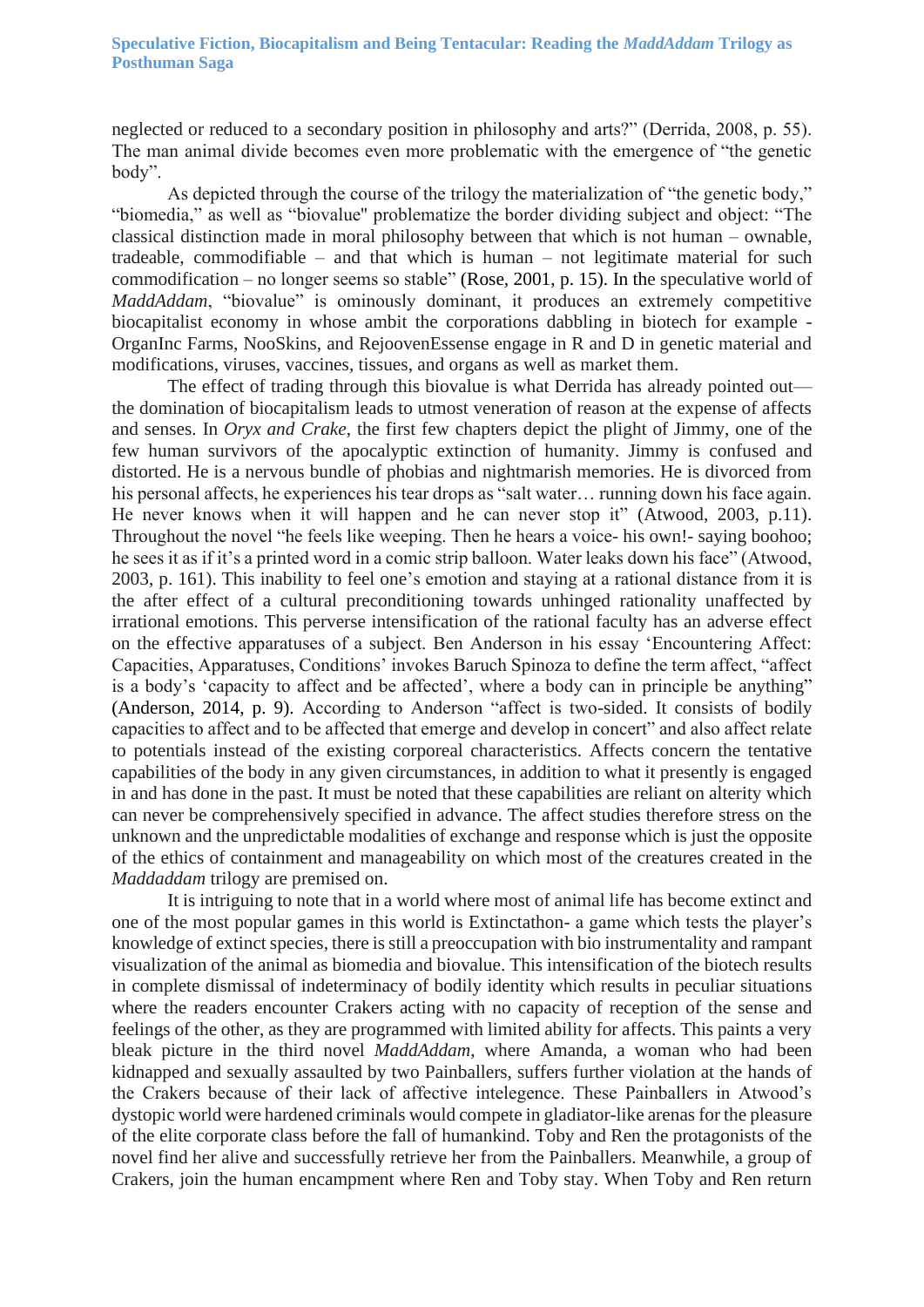neglected or reduced to a secondary position in philosophy and arts?" (Derrida, 2008, p. 55). The man animal divide becomes even more problematic with the emergence of "the genetic body".

As depicted through the course of the trilogy the materialization of "the genetic body," "biomedia," as well as "biovalue" problematize the border dividing subject and object: "The classical distinction made in moral philosophy between that which is not human – ownable, tradeable, commodifiable – and that which is human – not legitimate material for such commodification – no longer seems so stable" (Rose, 2001, p. 15). In the speculative world of *MaddAddam*, "biovalue" is ominously dominant, it produces an extremely competitive biocapitalist economy in whose ambit the corporations dabbling in biotech for example - OrganInc Farms, NooSkins, and RejoovenEssense engage in R and D in genetic material and modifications, viruses, vaccines, tissues, and organs as well as market them.

The effect of trading through this biovalue is what Derrida has already pointed out—the domination of biocapitalism leads to utmost veneration of reason at the expense of affects and senses. In *Oryx and Crake*, the first few chapters depict the plight of Jimmy, one of the few human survivors of the apocalyptic extinction of humanity. Jimmy is confused and distorted. He is a nervous bundle of phobias and nightmarish memories. He is divorced from his personal affects, he experiences his tear drops as "salt water… running down his face again. He never knows when it will happen and he can never stop it" (Atwood, 2003, p.11). Throughout the novel "he feels like weeping. Then he hears a voice- his own!- saying boohoo; he sees it as if it's a printed word in a comic strip balloon. Water leaks down his face" (Atwood, 2003, p. 161). This inability to feel one's emotion and staying at a rational distance from it is the after effect of a cultural preconditioning towards unhinged rationality unaffected by irrational emotions. This perverse intensification of the rational faculty has an adverse effect on the effective apparatuses of a subject. Ben Anderson in his essay 'Encountering Affect: Capacities, Apparatuses, Conditions' invokes Baruch Spinoza to define the term affect, "affect is a body's 'capacity to affect and be affected', where a body can in principle be anything" (Anderson, 2014, p. 9). According to Anderson "affect is two-sided. It consists of bodily capacities to affect and to be affected that emerge and develop in concert" and also affect relate to potentials instead of the existing corporeal characteristics. Affects concern the tentative capabilities of the body in any given circumstances, in addition to what it presently is engaged in and has done in the past. It must be noted that these capabilities are reliant on alterity which can never be comprehensively specified in advance. The affect studies therefore stress on the unknown and the unpredictable modalities of exchange and response which is just the opposite of the ethics of containment and manageability on which most of the creatures created in the *Maddaddam* trilogy are premised on.

It is intriguing to note that in a world where most of animal life has become extinct and one of the most popular games in this world is Extinctathon- a game which tests the player's knowledge of extinct species, there is still a preoccupation with bio instrumentality and rampant visualization of the animal as biomedia and biovalue. This intensification of the biotech results in complete dismissal of indeterminacy of bodily identity which results in peculiar situations where the readers encounter Crakers acting with no capacity of reception of the sense and feelings of the other, as they are programmed with limited ability for affects. This paints a very bleak picture in the third novel *MaddAddam*, where Amanda, a woman who had been kidnapped and sexually assaulted by two Painballers, suffers further violation at the hands of the Crakers because of their lack of affective intelegence. These Painballers in Atwood's dystopic world were hardened criminals would compete in gladiator-like arenas for the pleasure of the elite corporate class before the fall of humankind. Toby and Ren the protagonists of the novel find her alive and successfully retrieve her from the Painballers. Meanwhile, a group of Crakers, join the human encampment where Ren and Toby stay. When Toby and Ren return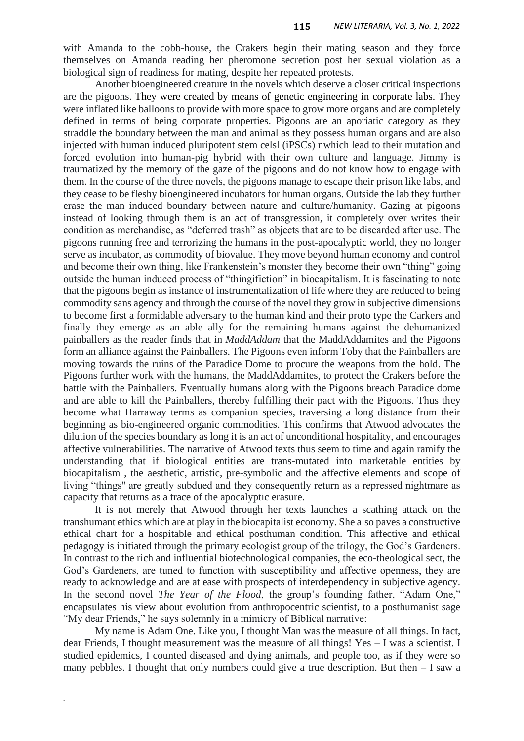with Amanda to the cobb-house, the Crakers begin their mating season and they force themselves on Amanda reading her pheromone secretion post her sexual violation as a biological sign of readiness for mating, despite her repeated protests.

Another bioengineered creature in the novels which deserve a closer critical inspections are the pigoons. They were created by means of genetic engineering in corporate labs. They were inflated like balloons to provide with more space to grow more organs and are completely defined in terms of being corporate properties. Pigoons are an aporiatic category as they straddle the boundary between the man and animal as they possess human organs and are also injected with human induced pluripotent stem celsl (iPSCs) nwhich lead to their mutation and forced evolution into human-pig hybrid with their own culture and language. Jimmy is traumatized by the memory of the gaze of the pigoons and do not know how to engage with them. In the course of the three novels, the pigoons manage to escape their prison like labs, and they cease to be fleshy bioengineered incubators for human organs. Outside the lab they further erase the man induced boundary between nature and culture/humanity. Gazing at pigoons instead of looking through them is an act of transgression, it completely over writes their condition as merchandise, as "deferred trash" as objects that are to be discarded after use. The pigoons running free and terrorizing the humans in the post-apocalyptic world, they no longer serve as incubator, as commodity of biovalue. They move beyond human economy and control and become their own thing, like Frankenstein's monster they become their own "thing" going outside the human induced process of "thingifiction" in biocapitalism. It is fascinating to note that the pigoons begin as instance of instrumentalization of life where they are reduced to being commodity sans agency and through the course of the novel they grow in subjective dimensions to become first a formidable adversary to the human kind and their proto type the Carkers and finally they emerge as an able ally for the remaining humans against the dehumanized painballers as the reader finds that in *MaddAddam* that the MaddAddamites and the Pigoons form an alliance against the Painballers. The Pigoons even inform Toby that the Painballers are moving towards the ruins of the Paradice Dome to procure the weapons from the hold. The Pigoons further work with the humans, the MaddAddamites, to protect the Crakers before the battle with the Painballers. Eventually humans along with the Pigoons breach Paradice dome and are able to kill the Painballers, thereby fulfilling their pact with the Pigoons. Thus they become what Harraway terms as companion species, traversing a long distance from their beginning as bio-engineered organic commodities. This confirms that Atwood advocates the dilution of the species boundary as long it is an act of unconditional hospitality, and encourages affective vulnerabilities. The narrative of Atwood texts thus seem to time and again ramify the understanding that if biological entities are trans-mutated into marketable entities by biocapitalism , the aesthetic, artistic, pre-symbolic and the affective elements and scope of living "things" are greatly subdued and they consequently return as a repressed nightmare as capacity that returns as a trace of the apocalyptic erasure.

It is not merely that Atwood through her texts launches a scathing attack on the transhumant ethics which are at play in the biocapitalist economy. She also paves a constructive ethical chart for a hospitable and ethical posthuman condition. This affective and ethical pedagogy is initiated through the primary ecologist group of the trilogy, the God's Gardeners. In contrast to the rich and influential biotechnological companies, the eco-theological sect, the God's Gardeners, are tuned to function with susceptibility and affective openness, they are ready to acknowledge and are at ease with prospects of interdependency in subjective agency. In the second novel *The Year of the Flood*, the group's founding father, "Adam One," encapsulates his view about evolution from anthropocentric scientist, to a posthumanist sage "My dear Friends," he says solemnly in a mimicry of Biblical narrative:

My name is Adam One. Like you, I thought Man was the measure of all things. In fact, dear Friends, I thought measurement was the measure of all things! Yes – I was a scientist. I studied epidemics, I counted diseased and dying animals, and people too, as if they were so many pebbles. I thought that only numbers could give a true description. But then – I saw a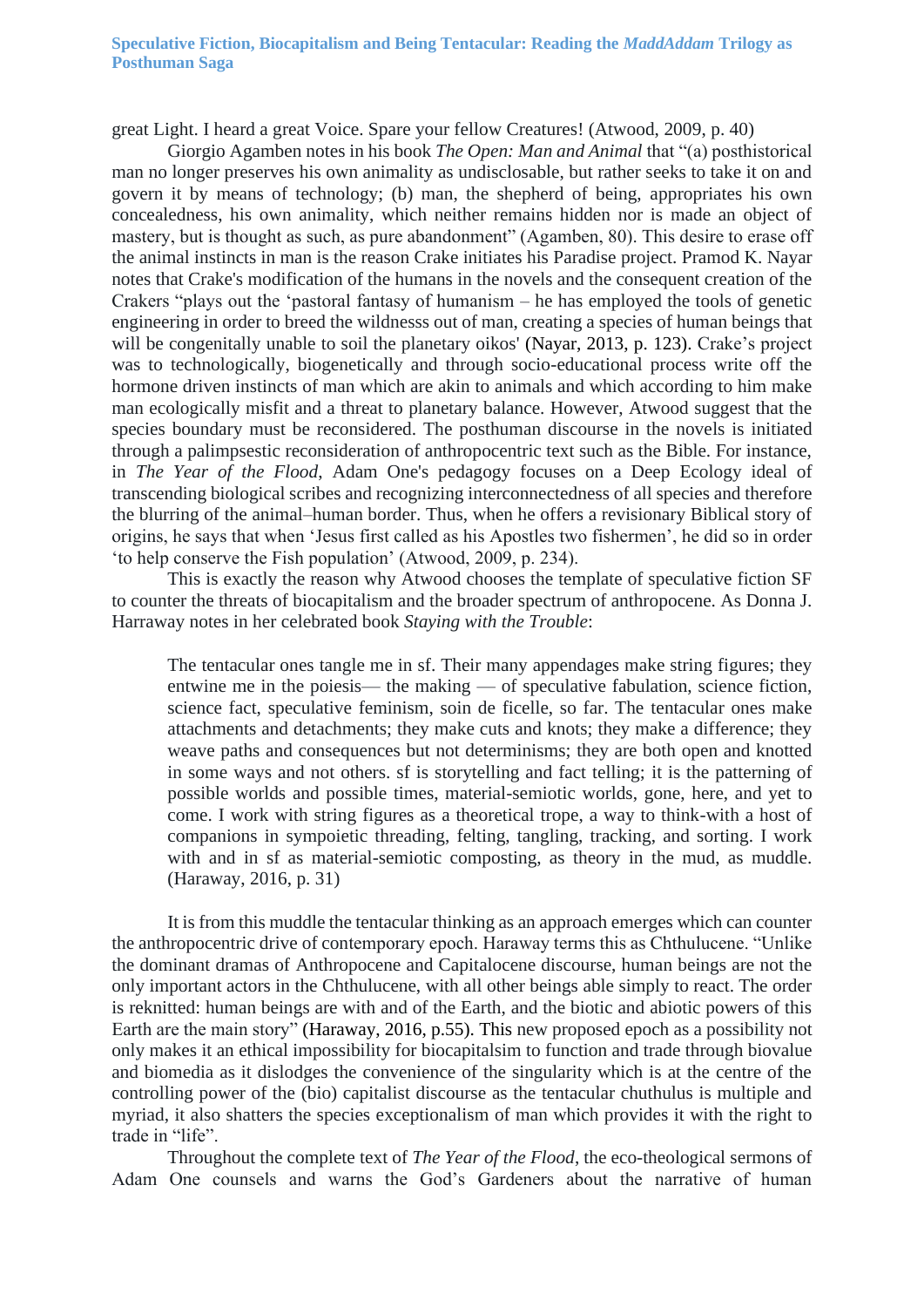great Light. I heard a great Voice. Spare your fellow Creatures! (Atwood, 2009, p. 40)

Giorgio Agamben notes in his book *The Open: Man and Animal* that "(a) posthistorical man no longer preserves his own animality as undisclosable, but rather seeks to take it on and govern it by means of technology; (b) man, the shepherd of being, appropriates his own concealedness, his own animality, which neither remains hidden nor is made an object of mastery, but is thought as such, as pure abandonment" (Agamben, 80). This desire to erase off the animal instincts in man is the reason Crake initiates his Paradise project. Pramod K. Nayar notes that Crake's modification of the humans in the novels and the consequent creation of the Crakers "plays out the 'pastoral fantasy of humanism – he has employed the tools of genetic engineering in order to breed the wildnesss out of man, creating a species of human beings that will be congenitally unable to soil the planetary oikos' (Nayar, 2013, p. 123). Crake's project was to technologically, biogenetically and through socio-educational process write off the hormone driven instincts of man which are akin to animals and which according to him make man ecologically misfit and a threat to planetary balance. However, Atwood suggest that the species boundary must be reconsidered. The posthuman discourse in the novels is initiated through a palimpsestic reconsideration of anthropocentric text such as the Bible. For instance, in *The Year of the Flood*, Adam One's pedagogy focuses on a Deep Ecology ideal of transcending biological scribes and recognizing interconnectedness of all species and therefore the blurring of the animal–human border. Thus, when he offers a revisionary Biblical story of origins, he says that when 'Jesus first called as his Apostles two fishermen', he did so in order 'to help conserve the Fish population' (Atwood, 2009, p. 234).

This is exactly the reason why Atwood chooses the template of speculative fiction SF to counter the threats of biocapitalism and the broader spectrum of anthropocene. As Donna J. Harraway notes in her celebrated book *Staying with the Trouble*:

> The tentacular ones tangle me in sf. Their many appendages make string figures; they entwine me in the poiesis— the making — of speculative fabulation, science fiction, science fact, speculative feminism, soin de ficelle, so far. The tentacular ones make attachments and detachments; they make cuts and knots; they make a difference; they weave paths and consequences but not determinisms; they are both open and knotted in some ways and not others. sf is storytelling and fact telling; it is the patterning of possible worlds and possible times, material-semiotic worlds, gone, here, and yet to come. I work with string figures as a theoretical trope, a way to think-with a host of companions in sympoietic threading, felting, tangling, tracking, and sorting. I work with and in sf as material-semiotic composting, as theory in the mud, as muddle. (Haraway, 2016, p. 31)

It is from this muddle the tentacular thinking as an approach emerges which can counter the anthropocentric drive of contemporary epoch. Haraway terms this as Chthulucene. "Unlike the dominant dramas of Anthropocene and Capitalocene discourse, human beings are not the only important actors in the Chthulucene, with all other beings able simply to react. The order is reknitted: human beings are with and of the Earth, and the biotic and abiotic powers of this Earth are the main story" (Haraway, 2016, p.55). This new proposed epoch as a possibility not only makes it an ethical impossibility for biocapitalsim to function and trade through biovalue and biomedia as it dislodges the convenience of the singularity which is at the centre of the controlling power of the (bio) capitalist discourse as the tentacular chuthulus is multiple and myriad, it also shatters the species exceptionalism of man which provides it with the right to trade in "life".

Throughout the complete text of *The Year of the Flood*, the eco-theological sermons of Adam One counsels and warns the God's Gardeners about the narrative of human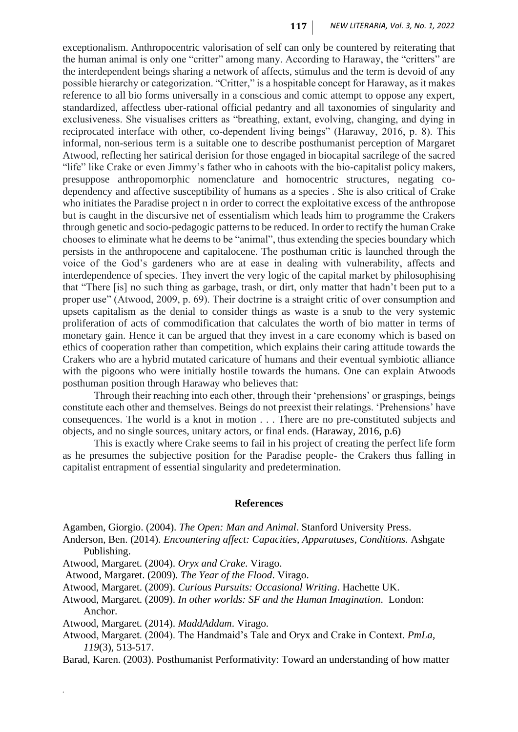exceptionalism. Anthropocentric valorisation of self can only be countered by reiterating that the human animal is only one "critter" among many. According to Haraway, the "critters" are the interdependent beings sharing a network of affects, stimulus and the term is devoid of any possible hierarchy or categorization. "Critter," is a hospitable concept for Haraway, as it makes reference to all bio forms universally in a conscious and comic attempt to oppose any expert, standardized, affectless uber-rational official pedantry and all taxonomies of singularity and exclusiveness. She visualises critters as "breathing, extant, evolving, changing, and dying in reciprocated interface with other, co-dependent living beings" (Haraway, 2016, p. 8). This informal, non-serious term is a suitable one to describe posthumanist perception of Margaret Atwood, reflecting her satirical derision for those engaged in biocapital sacrilege of the sacred "life" like Crake or even Jimmy's father who in cahoots with the bio-capitalist policy makers, presuppose anthropomorphic nomenclature and homocentric structures, negating co-dependency and affective susceptibility of humans as a species . She is also critical of Crake who initiates the Paradise project n in order to correct the exploitative excess of the anthropose but is caught in the discursive net of essentialism which leads him to programme the Crakers through genetic and socio-pedagogic patterns to be reduced. In order to rectify the human Crake chooses to eliminate what he deems to be "animal", thus extending the species boundary which persists in the anthropocene and capitalocene. The posthuman critic is launched through the voice of the God's gardeners who are at ease in dealing with vulnerability, affects and interdependence of species. They invert the very logic of the capital market by philosophising that "There [is] no such thing as garbage, trash, or dirt, only matter that hadn't been put to a proper use" (Atwood, 2009, p. 69). Their doctrine is a straight critic of over consumption and upsets capitalism as the denial to consider things as waste is a snub to the very systemic proliferation of acts of commodification that calculates the worth of bio matter in terms of monetary gain. Hence it can be argued that they invest in a care economy which is based on ethics of cooperation rather than competition, which explains their caring attitude towards the Crakers who are a hybrid mutated caricature of humans and their eventual symbiotic alliance with the pigoons who were initially hostile towards the humans. One can explain Atwoods posthuman position through Haraway who believes that:

> Through their reaching into each other, through their 'prehensions' or graspings, beings constitute each other and themselves. Beings do not preexist their relatings. 'Prehensions' have consequences. The world is a knot in motion . . . There are no pre-constituted subjects and objects, and no single sources, unitary actors, or final ends. (Haraway, 2016, p.6)

This is exactly where Crake seems to fail in his project of creating the perfect life form as he presumes the subjective position for the Paradise people- the Crakers thus falling in capitalist entrapment of essential singularity and predetermination.

## References

Agamben, Giorgio. (2004). *The Open: Man and Animal*. Stanford University Press.

Anderson, Ben. (2014). *Encountering affect: Capacities, Apparatuses, Conditions.* Ashgate Publishing.

Atwood, Margaret. (2004). *Oryx and Crake*. Virago.

Atwood, Margaret. (2009). *The Year of the Flood*. Virago.

Atwood, Margaret. (2009). *Curious Pursuits: Occasional Writing*. Hachette UK.

Atwood, Margaret. (2009). *In other worlds: SF and the Human Imagination*. London: Anchor.

Atwood, Margaret. (2014). *MaddAddam*. Virago.

Atwood, Margaret. (2004). The Handmaid's Tale and Oryx and Crake in Context. *PmLa, 119*(3), 513-517.

Barad, Karen. (2003). Posthumanist Performativity: Toward an understanding of how matter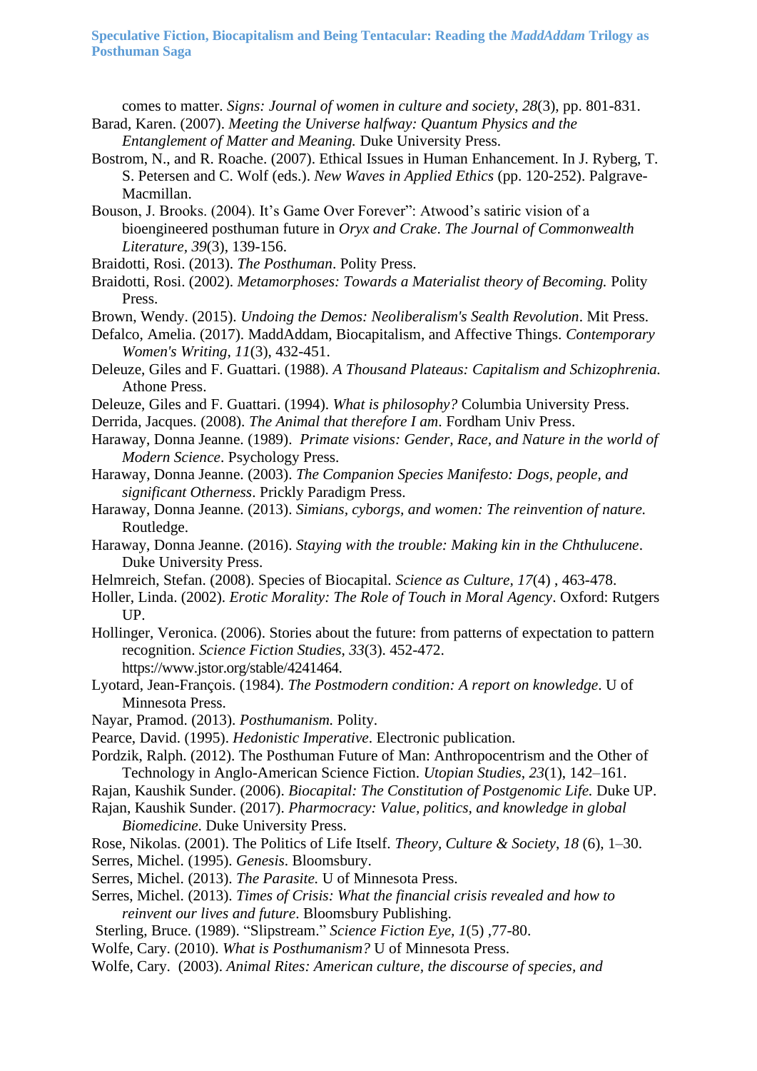comes to matter. *Signs: Journal of women in culture and society*, *28*(3), pp. 801-831.

Barad, Karen. (2007). *Meeting the Universe halfway: Quantum Physics and the Entanglement of Matter and Meaning.* Duke University Press.

Bostrom, N., and R. Roache. (2007). Ethical Issues in Human Enhancement. In J. Ryberg, T. S. Petersen and C. Wolf (eds.). *New Waves in Applied Ethics* (pp. 120-252). Palgrave-Macmillan.

Bouson, J. Brooks. (2004). It's Game Over Forever": Atwood's satiric vision of a bioengineered posthuman future in *Oryx and Crake*. *The Journal of Commonwealth Literature*, *39*(3), 139-156.

Braidotti, Rosi. (2013). *The Posthuman*. Polity Press.

Braidotti, Rosi. (2002). *Metamorphoses: Towards a Materialist theory of Becoming.* Polity Press.

Brown, Wendy. (2015). *Undoing the Demos: Neoliberalism's Sealth Revolution*. Mit Press.

Defalco, Amelia. (2017). MaddAddam, Biocapitalism, and Affective Things. *Contemporary Women's Writing*, *11*(3), 432-451.

Deleuze, Giles and F. Guattari. (1988). *A Thousand Plateaus: Capitalism and Schizophrenia.* Athone Press.

Deleuze, Giles and F. Guattari. (1994). *What is philosophy?* Columbia University Press.

Derrida, Jacques. (2008). *The Animal that therefore I am*. Fordham Univ Press.

Haraway, Donna Jeanne. (1989). *Primate visions: Gender, Race, and Nature in the world of Modern Science*. Psychology Press.

Haraway, Donna Jeanne. (2003). *The Companion Species Manifesto: Dogs, people, and significant Otherness*. Prickly Paradigm Press.

Haraway, Donna Jeanne. (2013). *Simians, cyborgs, and women: The reinvention of nature.* Routledge.

Haraway, Donna Jeanne. (2016). *Staying with the trouble: Making kin in the Chthulucene*. Duke University Press.

Helmreich, Stefan. (2008). Species of Biocapital. *Science as Culture, 17*(4) , 463-478.

Holler, Linda. (2002). *Erotic Morality: The Role of Touch in Moral Agency*. Oxford: Rutgers UP.

Hollinger, Veronica. (2006). Stories about the future: from patterns of expectation to pattern recognition. *Science Fiction Studies*, *33*(3). 452-472. https://www.jstor.org/stable/4241464.

Lyotard, Jean-François. (1984). *The Postmodern condition: A report on knowledge*. U of Minnesota Press.

Nayar, Pramod. (2013). *Posthumanism.* Polity.

Pearce, David. (1995). *Hedonistic Imperative*. Electronic publication.

Pordzik, Ralph. (2012). The Posthuman Future of Man: Anthropocentrism and the Other of Technology in Anglo-American Science Fiction. *Utopian Studies*, *23*(1), 142–161.

Rajan, Kaushik Sunder. (2006). *Biocapital: The Constitution of Postgenomic Life.* Duke UP.

Rajan, Kaushik Sunder. (2017). *Pharmocracy: Value, politics, and knowledge in global Biomedicine*. Duke University Press.

Rose, Nikolas. (2001). The Politics of Life Itself. *Theory, Culture & Society*, *18* (6), 1–30.

Serres, Michel. (1995). *Genesis*. Bloomsbury.

Serres, Michel. (2013). *The Parasite.* U of Minnesota Press.

Serres, Michel. (2013). *Times of Crisis: What the financial crisis revealed and how to reinvent our lives and future*. Bloomsbury Publishing.

Sterling, Bruce. (1989). "Slipstream." *Science Fiction Eye, 1*(5) ,77-80.

Wolfe, Cary. (2010). *What is Posthumanism?* U of Minnesota Press.

Wolfe, Cary. (2003). *Animal Rites: American culture, the discourse of species, and*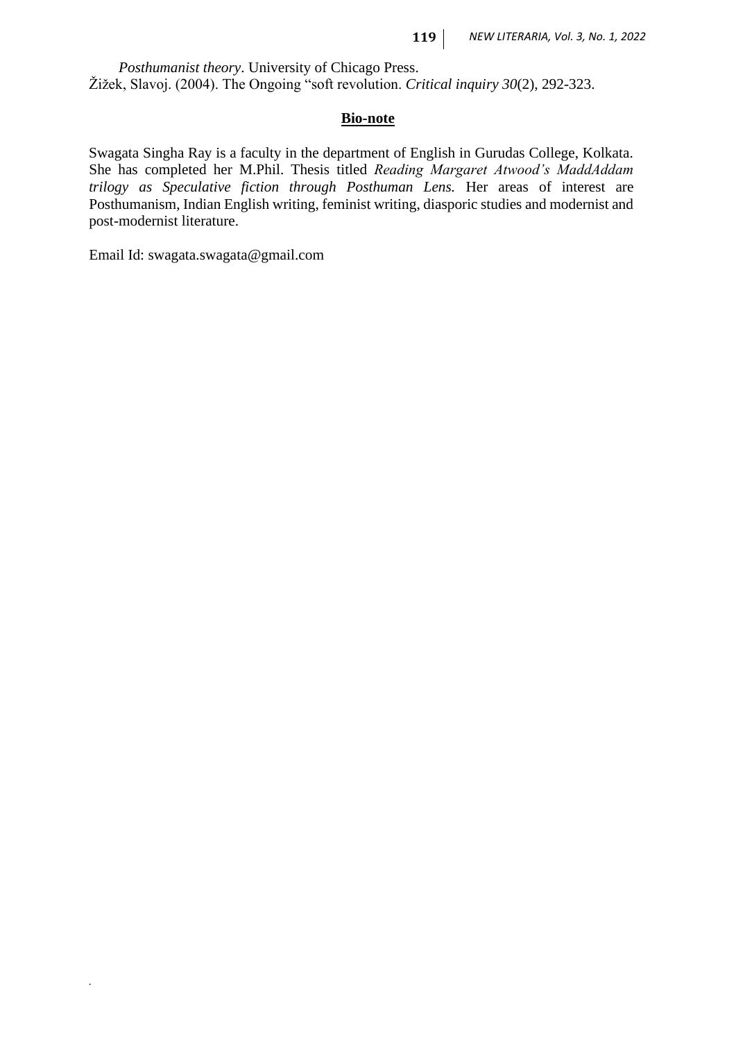*Posthumanist theory*. University of Chicago Press.

Žižek, Slavoj. (2004). The Ongoing "soft revolution. *Critical inquiry 30*(2), 292-323.

## **Bio-note**

Swagata Singha Ray is a faculty in the department of English in Gurudas College, Kolkata. She has completed her M.Phil. Thesis titled *Reading Margaret Atwood's MaddAddam trilogy as Speculative fiction through Posthuman Lens.* Her areas of interest are Posthumanism, Indian English writing, feminist writing, diasporic studies and modernist and post-modernist literature.

Email Id: swagata.swagata@gmail.com